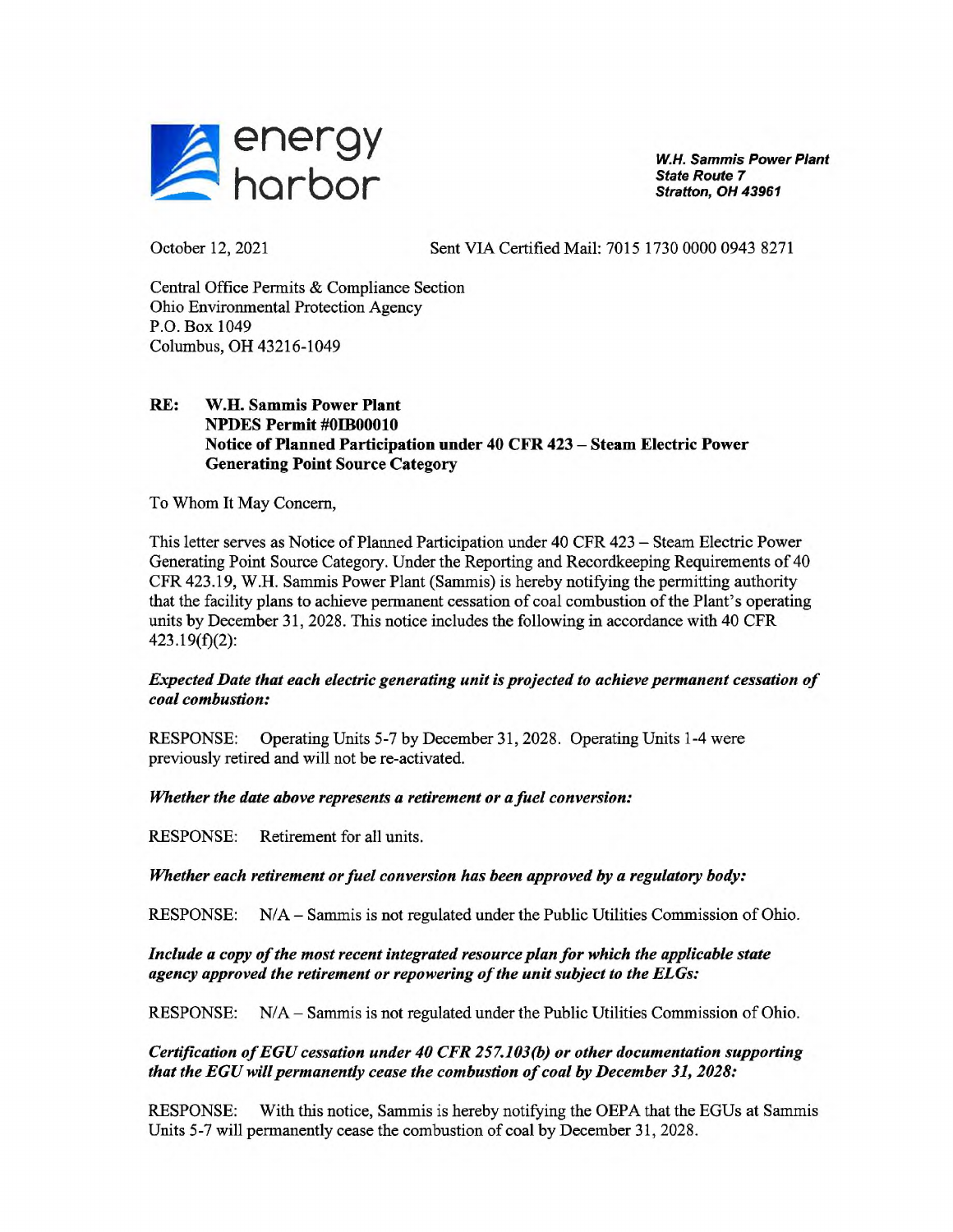energy harbor

***W.H. Sammis Power Plant***
***State Route 7***
***Stratton, OH 43961***

October 12, 2021 Sent VIA Certified Mail: 7015 1730 0000 0943 8271

Central Office Permits & Compliance Section
Ohio Environmental Protection Agency
P.O. Box 1049
Columbus, OH 43216-1049

**RE: W.H. Sammis Power Plant**
**NPDES Permit #0IB00010**
**Notice of Planned Participation under 40 CFR 423 – Steam Electric Power Generating Point Source Category**

To Whom It May Concern,

This letter serves as Notice of Planned Participation under 40 CFR 423 – Steam Electric Power Generating Point Source Category. Under the Reporting and Recordkeeping Requirements of 40 CFR 423.19, W.H. Sammis Power Plant (Sammis) is hereby notifying the permitting authority that the facility plans to achieve permanent cessation of coal combustion of the Plant's operating units by December 31, 2028. This notice includes the following in accordance with 40 CFR 423.19(f)(2):

***Expected Date that each electric generating unit is projected to achieve permanent cessation of coal combustion:***

RESPONSE: Operating Units 5-7 by December 31, 2028. Operating Units 1-4 were previously retired and will not be re-activated.

***Whether the date above represents a retirement or a fuel conversion:***

RESPONSE: Retirement for all units.

***Whether each retirement or fuel conversion has been approved by a regulatory body:***

RESPONSE: N/A – Sammis is not regulated under the Public Utilities Commission of Ohio.

***Include a copy of the most recent integrated resource plan for which the applicable state agency approved the retirement or repowering of the unit subject to the ELGs:***

RESPONSE: N/A – Sammis is not regulated under the Public Utilities Commission of Ohio.

***Certification of EGU cessation under 40 CFR 257.103(b) or other documentation supporting that the EGU will permanently cease the combustion of coal by December 31, 2028:***

RESPONSE: With this notice, Sammis is hereby notifying the OEPA that the EGUs at Sammis Units 5-7 will permanently cease the combustion of coal by December 31, 2028.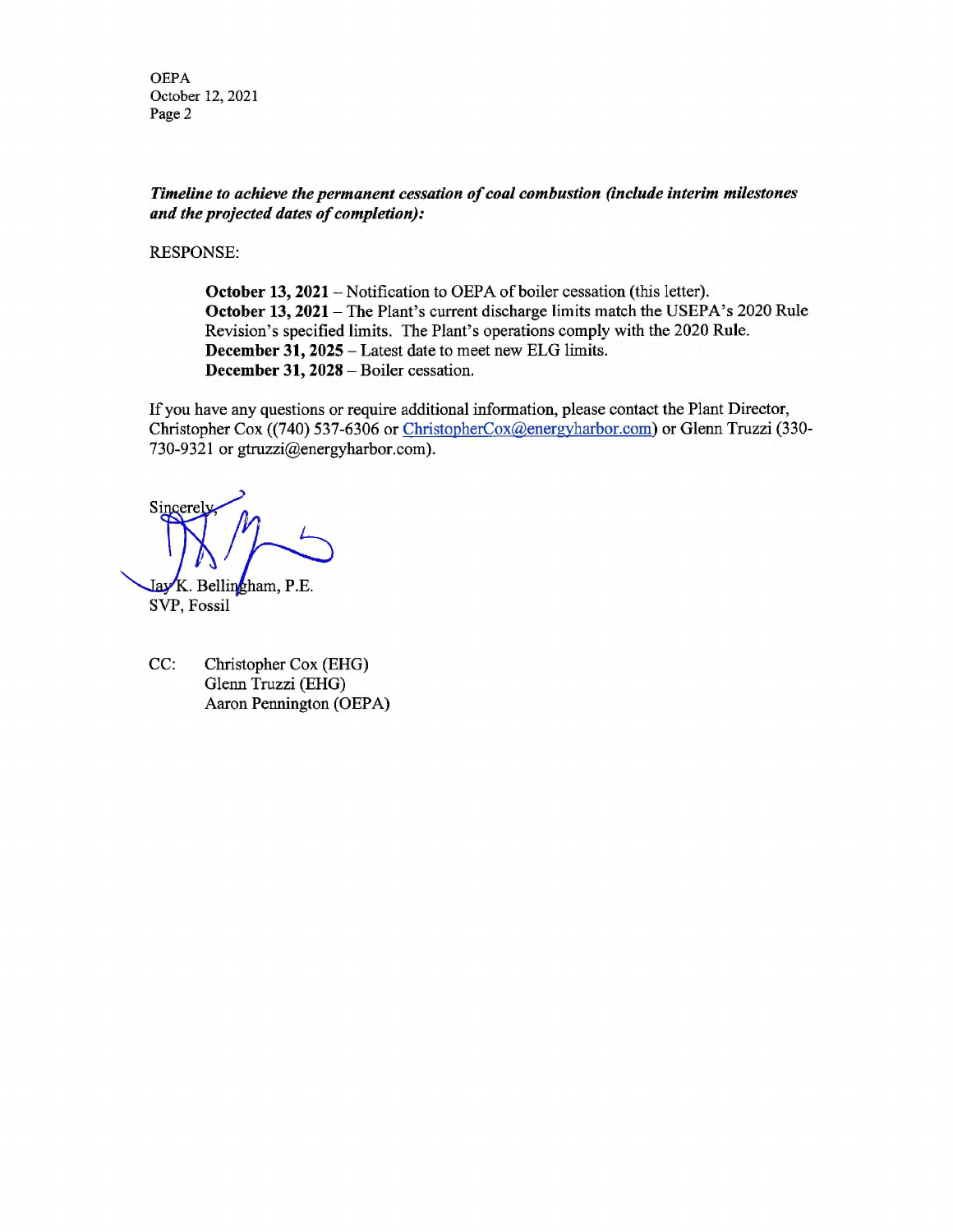***Timeline to achieve the permanent cessation of coal combustion (include interim milestones and the projected dates of completion):***

RESPONSE:

**October 13, 2021** – Notification to OEPA of boiler cessation (this letter).
**October 13, 2021** – The Plant's current discharge limits match the USEPA's 2020 Rule Revision's specified limits. The Plant's operations comply with the 2020 Rule.
**December 31, 2025** – Latest date to meet new ELG limits.
**December 31, 2028** – Boiler cessation.

If you have any questions or require additional information, please contact the Plant Director, Christopher Cox ((740) 537-6306 or ChristopherCox@energyharbor.com) or Glenn Truzzi (330-730-9321 or gtruzzi@energyharbor.com).

Sincerely,

Jay K. Bellingham, P.E.
SVP, Fossil

CC: Christopher Cox (EHG)
Glenn Truzzi (EHG)
Aaron Pennington (OEPA)